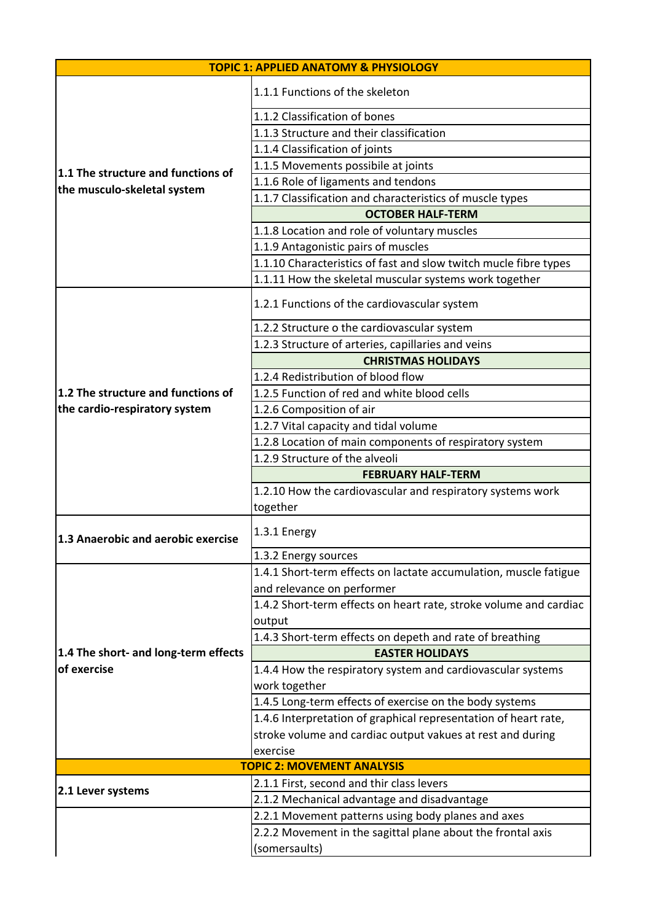| TOPIC 1: APPLIED ANATOMY & PHYSIOLOGY | |
|---|---|
| **1.1 The structure and functions of the musculo-skeletal system** | 1.1.1 Functions of the skeleton |
| | 1.1.2 Classification of bones |
| | 1.1.3 Structure and their classification |
| | 1.1.4 Classification of joints |
| | 1.1.5 Movements possibile at joints |
| | 1.1.6 Role of ligaments and tendons |
| | 1.1.7 Classification and characteristics of muscle types |
| | **OCTOBER HALF-TERM** |
| | 1.1.8 Location and role of voluntary muscles |
| | 1.1.9 Antagonistic pairs of muscles |
| | 1.1.10 Characteristics of fast and slow twitch mucle fibre types |
| | 1.1.11 How the skeletal muscular systems work together |
| **1.2 The structure and functions of the cardio-respiratory system** | 1.2.1 Functions of the cardiovascular system |
| | 1.2.2 Structure o the cardiovascular system |
| | 1.2.3 Structure of arteries, capillaries and veins |
| | **CHRISTMAS HOLIDAYS** |
| | 1.2.4 Redistribution of blood flow |
| | 1.2.5 Function of red and white blood cells |
| | 1.2.6 Composition of air |
| | 1.2.7 Vital capacity and tidal volume |
| | 1.2.8 Location of main components of respiratory system |
| | 1.2.9 Structure of the alveoli |
| | **FEBRUARY HALF-TERM** |
| | 1.2.10 How the cardiovascular and respiratory systems work together |
| **1.3 Anaerobic and aerobic exercise** | 1.3.1 Energy |
| | 1.3.2 Energy sources |
| **1.4 The short- and long-term effects of exercise** | 1.4.1 Short-term effects on lactate accumulation, muscle fatigue and relevance on performer |
| | 1.4.2 Short-term effects on heart rate, stroke volume and cardiac output |
| | 1.4.3 Short-term effects on depeth and rate of breathing |
| | **EASTER HOLIDAYS** |
| | 1.4.4 How the respiratory system and cardiovascular systems work together |
| | 1.4.5 Long-term effects of exercise on the body systems |
| | 1.4.6 Interpretation of graphical representation of heart rate, stroke volume and cardiac output vakues at rest and during exercise |
| **TOPIC 2: MOVEMENT ANALYSIS** | |
| **2.1 Lever systems** | 2.1.1 First, second and thir class levers |
| | 2.1.2 Mechanical advantage and disadvantage |
| | 2.2.1 Movement patterns using body planes and axes |
| | 2.2.2 Movement in the sagittal plane about the frontal axis (somersaults) |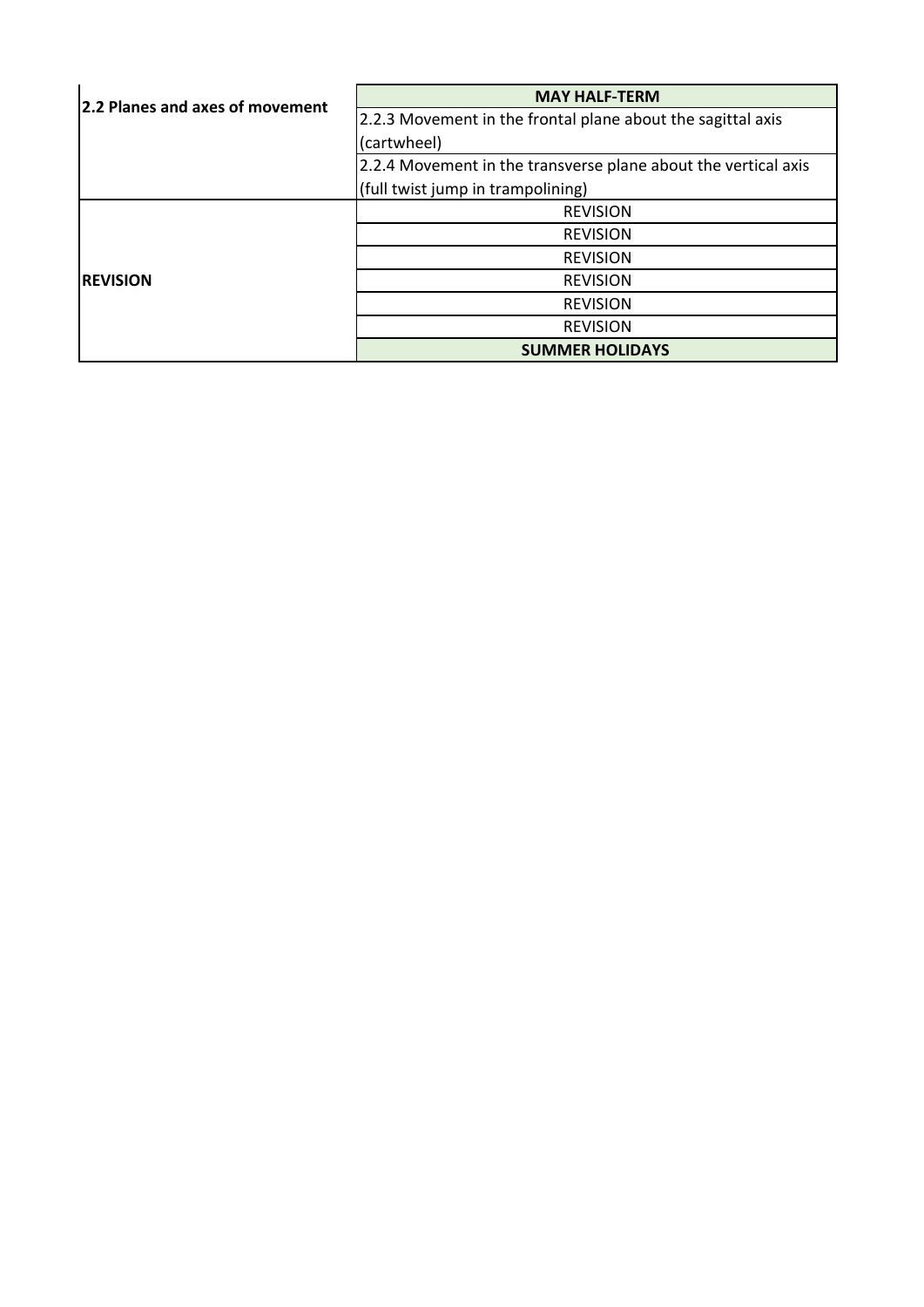| | |
|---|---|
| **2.2 Planes and axes of movement** | **MAY HALF-TERM** |
| | 2.2.3 Movement in the frontal plane about the sagittal axis (cartwheel) |
| | 2.2.4 Movement in the transverse plane about the vertical axis (full twist jump in trampolining) |
| **REVISION** | REVISION |
| | REVISION |
| | REVISION |
| | REVISION |
| | REVISION |
| | REVISION |
| | **SUMMER HOLIDAYS** |